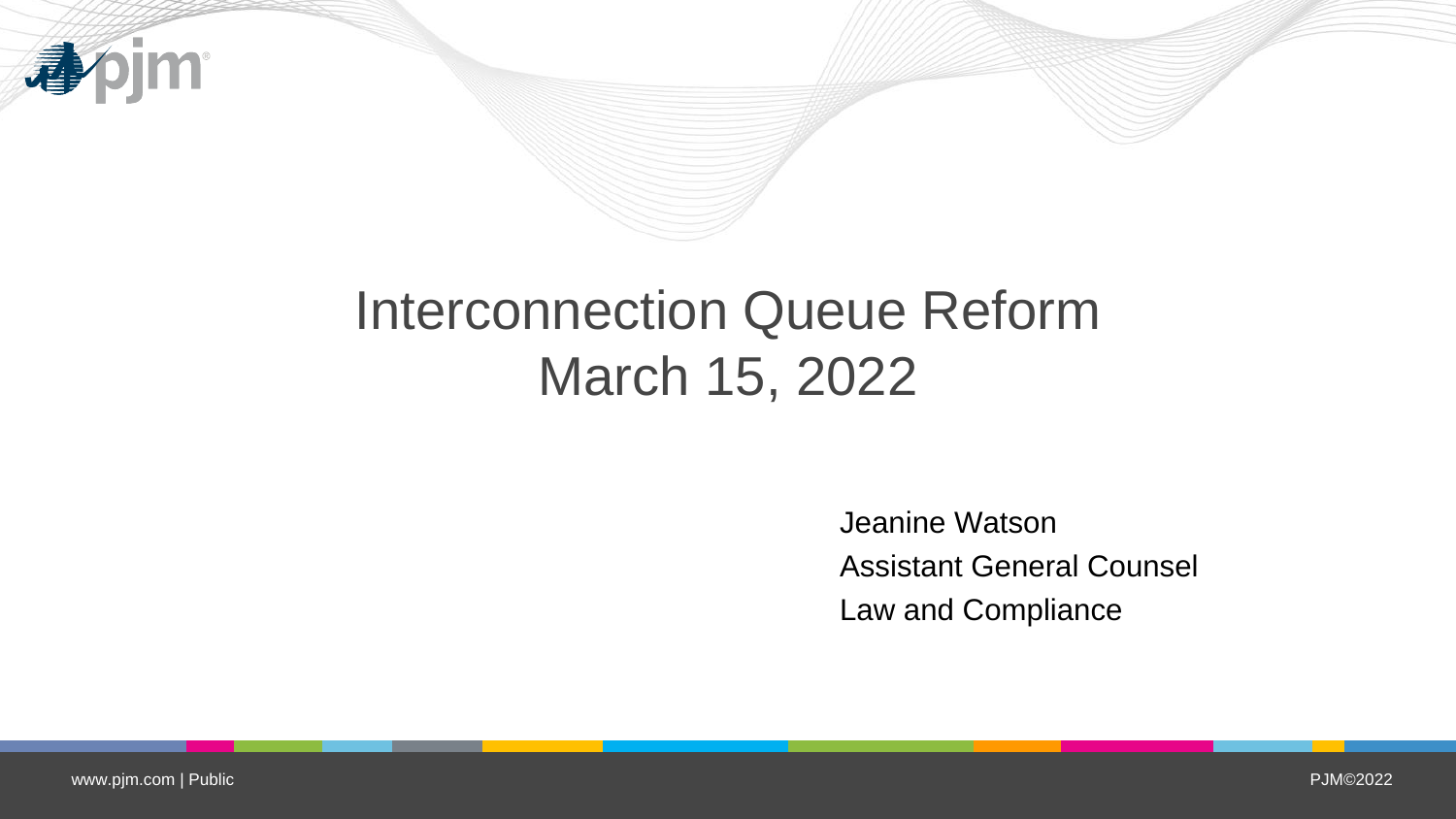# Interconnection Queue Reform
# March 15, 2022

Jeanine Watson
Assistant General Counsel
Law and Compliance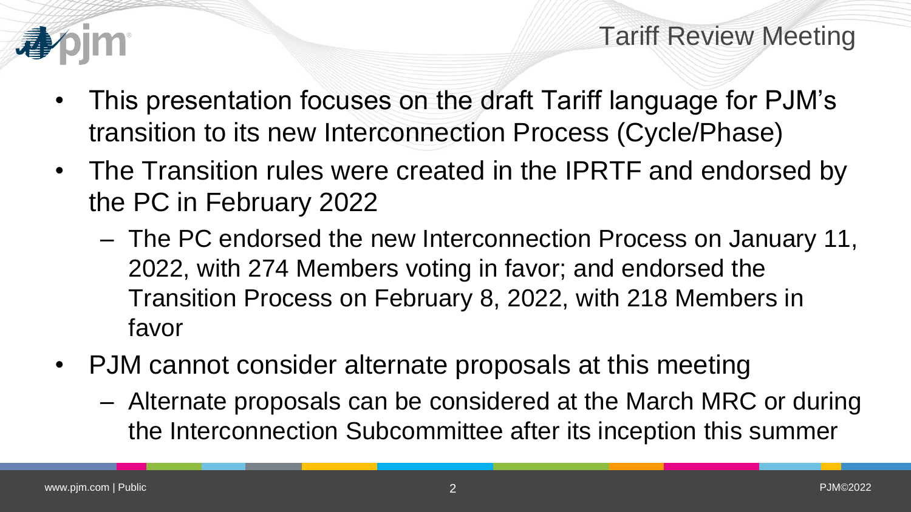## Tariff Review Meeting

- This presentation focuses on the draft Tariff language for PJM's transition to its new Interconnection Process (Cycle/Phase)
- The Transition rules were created in the IPRTF and endorsed by the PC in February 2022
  - The PC endorsed the new Interconnection Process on January 11, 2022, with 274 Members voting in favor; and endorsed the Transition Process on February 8, 2022, with 218 Members in favor
- PJM cannot consider alternate proposals at this meeting
  - Alternate proposals can be considered at the March MRC or during the Interconnection Subcommittee after its inception this summer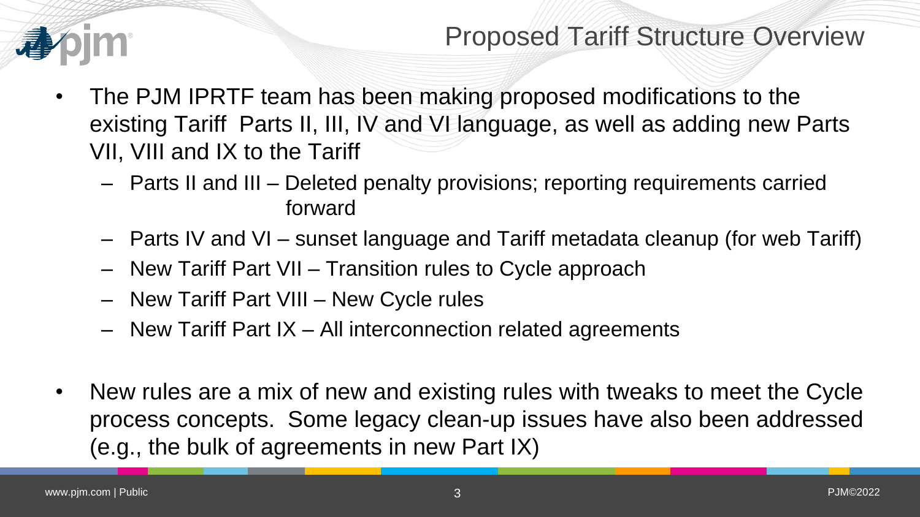# Proposed Tariff Structure Overview

- The PJM IPRTF team has been making proposed modifications to the existing Tariff Parts II, III, IV and VI language, as well as adding new Parts VII, VIII and IX to the Tariff
  - Parts II and III – Deleted penalty provisions; reporting requirements carried forward
  - Parts IV and VI – sunset language and Tariff metadata cleanup (for web Tariff)
  - New Tariff Part VII – Transition rules to Cycle approach
  - New Tariff Part VIII – New Cycle rules
  - New Tariff Part IX – All interconnection related agreements

- New rules are a mix of new and existing rules with tweaks to meet the Cycle process concepts. Some legacy clean-up issues have also been addressed (e.g., the bulk of agreements in new Part IX)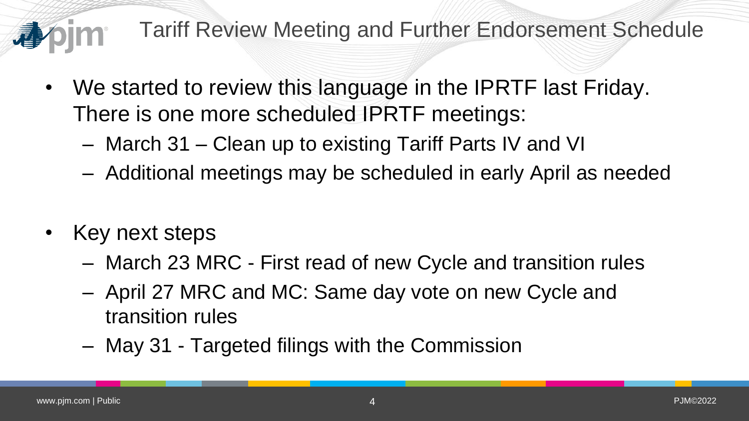# Tariff Review Meeting and Further Endorsement Schedule

- We started to review this language in the IPRTF last Friday. There is one more scheduled IPRTF meetings:
  - March 31 – Clean up to existing Tariff Parts IV and VI
  - Additional meetings may be scheduled in early April as needed

- Key next steps
  - March 23 MRC - First read of new Cycle and transition rules
  - April 27 MRC and MC: Same day vote on new Cycle and transition rules
  - May 31 - Targeted filings with the Commission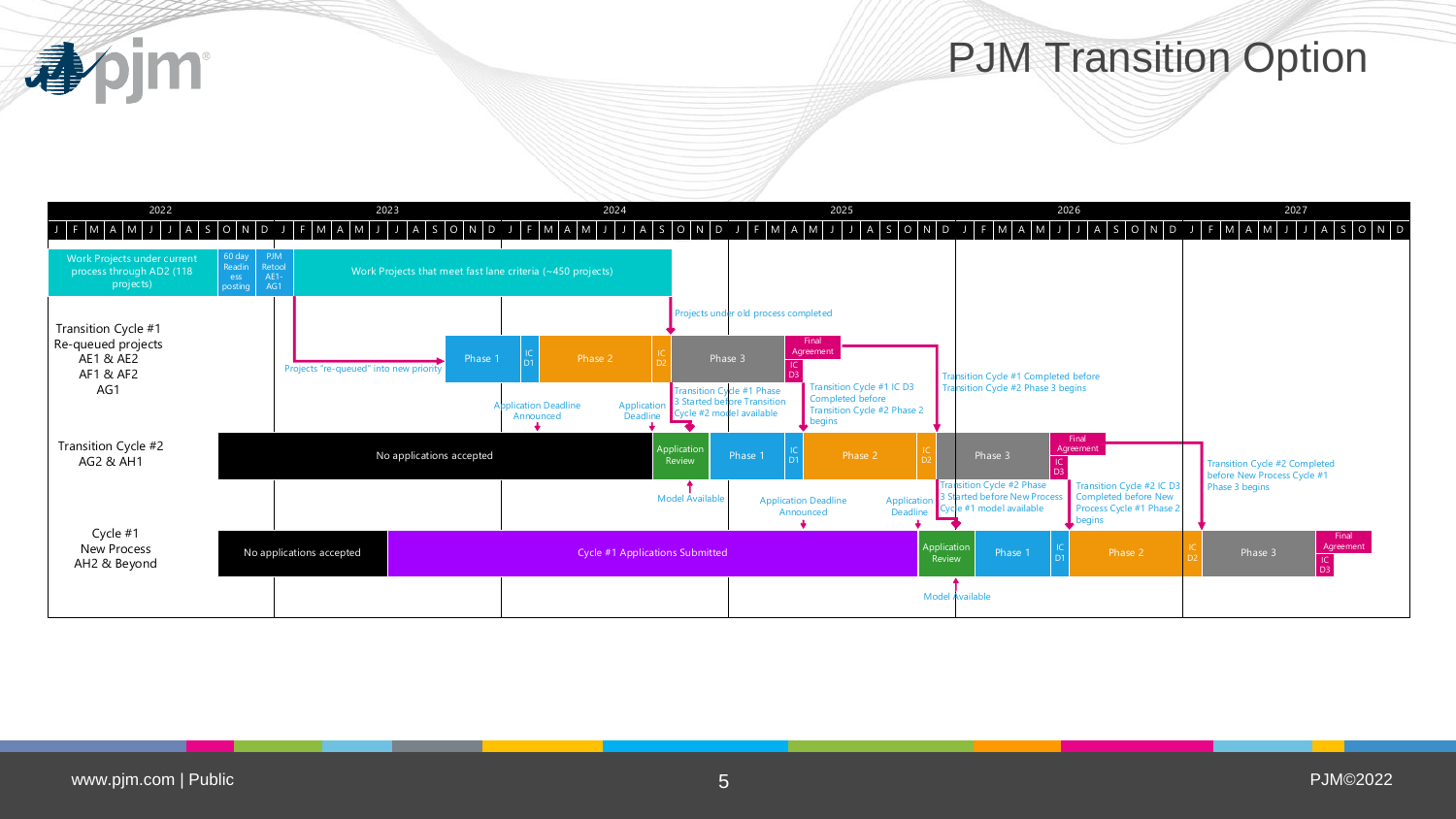# PJM Transition Option

**Timeline: 2022 – 2027**

| Track | Timeline elements |
|---|---|
| Work Projects under current process through AD2 (118 projects) | 60 day Readiness posting → PJM Retool AE1-AG1 → Work Projects that meet fast lane criteria (~450 projects) → Projects under old process completed |
| Transition Cycle #1 Re-queued projects AE1 & AE2, AF1 & AF2, AG1 | Projects "re-queued" into new priority → Phase 1 → IC D1 → Phase 2 → IC D2 → Phase 3 → IC D3 → Final Agreement |
| Transition Cycle #2 AG2 & AH1 | No applications accepted → Application Review → Phase 1 → IC D1 → Phase 2 → IC D2 → Phase 3 → IC D3 → Final Agreement |
| Cycle #1 New Process AH2 & Beyond | No applications accepted → Cycle #1 Applications Submitted → Application Review → Phase 1 → IC D1 → Phase 2 → IC D2 → Phase 3 → IC D3 → Final Agreement |

Annotations:

- Application Deadline Announced
- Application Deadline
- Transition Cycle #1 Phase 3 Started before Transition Cycle #2 model available
- Transition Cycle #1 IC D3 Completed before Transition Cycle #2 Phase 2 begins
- Transition Cycle #1 Completed before Transition Cycle #2 Phase 3 begins
- Model Available
- Application Deadline Announced
- Application Deadline
- Transition Cycle #2 Phase 3 Started before New Process Cycle #1 model available
- Transition Cycle #2 IC D3 Completed before New Process Cycle #1 Phase 2 begins
- Transition Cycle #2 Completed before New Process Cycle #1 Phase 3 begins
- Model Available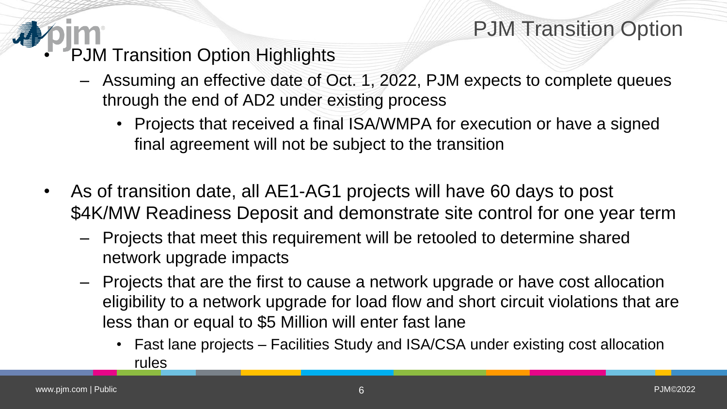# PJM Transition Option

- PJM Transition Option Highlights
  - Assuming an effective date of Oct. 1, 2022, PJM expects to complete queues through the end of AD2 under existing process
    - Projects that received a final ISA/WMPA for execution or have a signed final agreement will not be subject to the transition

- As of transition date, all AE1-AG1 projects will have 60 days to post $4K/MW Readiness Deposit and demonstrate site control for one year term
  - Projects that meet this requirement will be retooled to determine shared network upgrade impacts
  - Projects that are the first to cause a network upgrade or have cost allocation eligibility to a network upgrade for load flow and short circuit violations that are less than or equal to $5 Million will enter fast lane
    - Fast lane projects – Facilities Study and ISA/CSA under existing cost allocation rules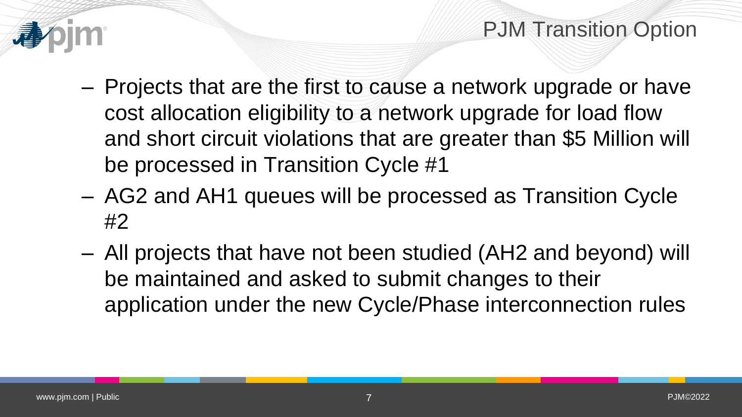# PJM Transition Option

- Projects that are the first to cause a network upgrade or have cost allocation eligibility to a network upgrade for load flow and short circuit violations that are greater than $5 Million will be processed in Transition Cycle #1
- AG2 and AH1 queues will be processed as Transition Cycle #2
- All projects that have not been studied (AH2 and beyond) will be maintained and asked to submit changes to their application under the new Cycle/Phase interconnection rules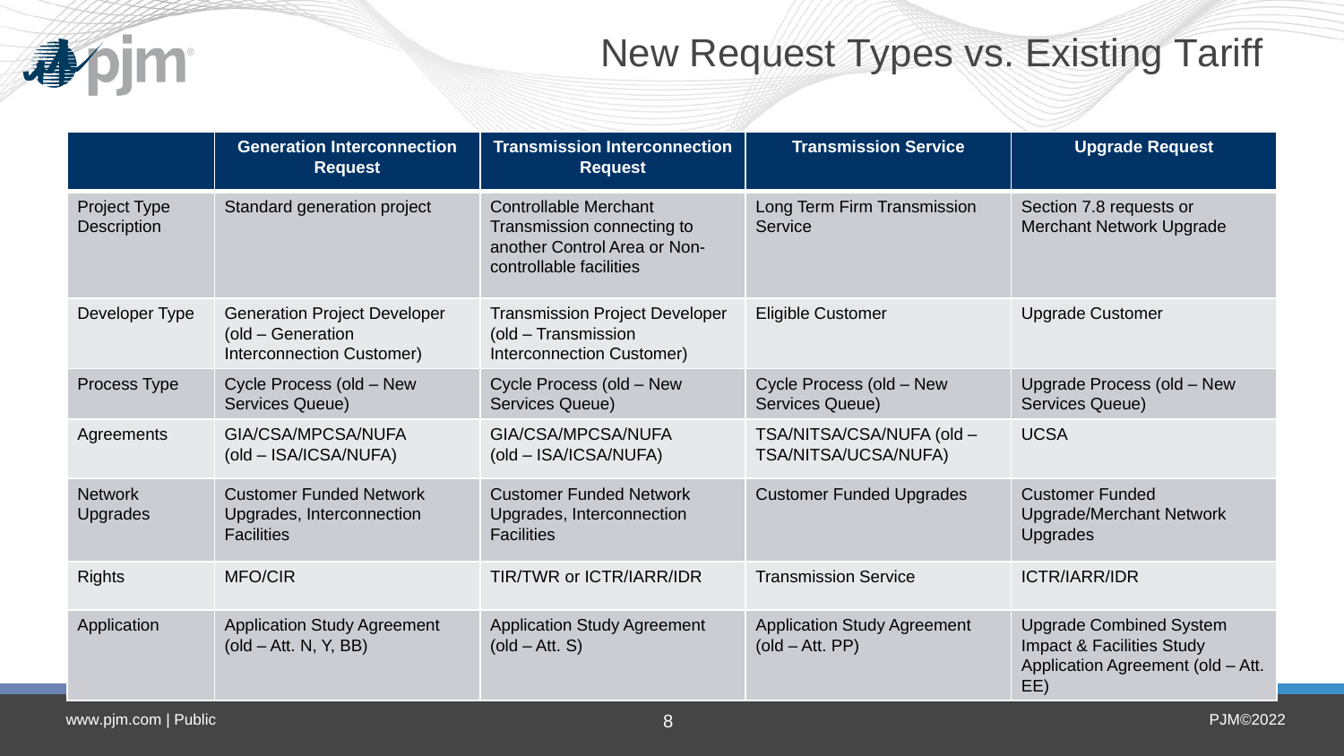# New Request Types vs. Existing Tariff

| | Generation Interconnection Request | Transmission Interconnection Request | Transmission Service | Upgrade Request |
|---|---|---|---|---|
| Project Type Description | Standard generation project | Controllable Merchant Transmission connecting to another Control Area or Non-controllable facilities | Long Term Firm Transmission Service | Section 7.8 requests or Merchant Network Upgrade |
| Developer Type | Generation Project Developer (old – Generation Interconnection Customer) | Transmission Project Developer (old – Transmission Interconnection Customer) | Eligible Customer | Upgrade Customer |
| Process Type | Cycle Process (old – New Services Queue) | Cycle Process (old – New Services Queue) | Cycle Process (old – New Services Queue) | Upgrade Process (old – New Services Queue) |
| Agreements | GIA/CSA/MPCSA/NUFA (old – ISA/ICSA/NUFA) | GIA/CSA/MPCSA/NUFA (old – ISA/ICSA/NUFA) | TSA/NITSA/CSA/NUFA (old – TSA/NITSA/UCSA/NUFA) | UCSA |
| Network Upgrades | Customer Funded Network Upgrades, Interconnection Facilities | Customer Funded Network Upgrades, Interconnection Facilities | Customer Funded Upgrades | Customer Funded Upgrade/Merchant Network Upgrades |
| Rights | MFO/CIR | TIR/TWR or ICTR/IARR/IDR | Transmission Service | ICTR/IARR/IDR |
| Application | Application Study Agreement (old – Att. N, Y, BB) | Application Study Agreement (old – Att. S) | Application Study Agreement (old – Att. PP) | Upgrade Combined System Impact & Facilities Study Application Agreement (old – Att. EE) |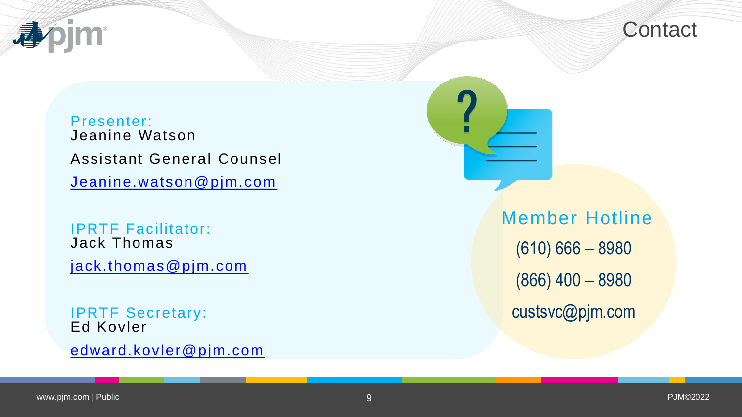# Contact

Presenter:
Jeanine Watson

Assistant General Counsel

Jeanine.watson@pjm.com

IPRTF Facilitator:
Jack Thomas

jack.thomas@pjm.com

IPRTF Secretary:
Ed Kovler

edward.kovler@pjm.com

Member Hotline

(610) 666 – 8980

(866) 400 – 8980

custsvc@pjm.com